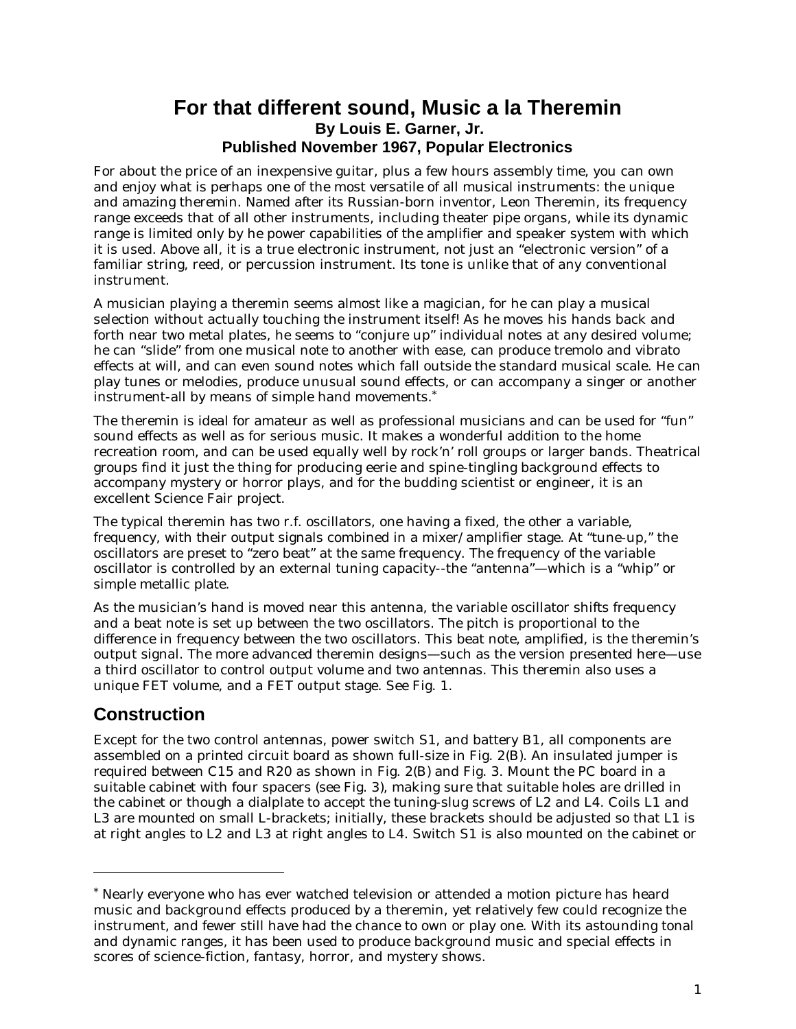# For that different sound, Music a la Theremin

**By Louis E. Garner, Jr.**

**Published November 1967, Popular Electronics**

For about the price of an inexpensive guitar, plus a few hours assembly time, you can own and enjoy what is perhaps one of the most versatile of all musical instruments: the unique and amazing theremin. Named after its Russian-born inventor, Leon Theremin, its frequency range exceeds that of all other instruments, including theater pipe organs, while its dynamic range is limited only by he power capabilities of the amplifier and speaker system with which it is used. Above all, it is a true electronic instrument, not just an "electronic version" of a familiar string, reed, or percussion instrument. Its tone is unlike that of any conventional instrument.

A musician playing a theremin seems almost like a magician, for he can play a musical selection without actually touching the instrument itself! As he moves his hands back and forth near two metal plates, he seems to "conjure up" individual notes at any desired volume; he can "slide" from one musical note to another with ease, can produce tremolo and vibrato effects at will, and can even sound notes which fall outside the standard musical scale. He can play tunes or melodies, produce unusual sound effects, or can accompany a singer or another instrument-all by means of simple hand movements.*

The theremin is ideal for amateur as well as professional musicians and can be used for "fun" sound effects as well as for serious music. It makes a wonderful addition to the home recreation room, and can be used equally well by rock'n' roll groups or larger bands. Theatrical groups find it just the thing for producing eerie and spine-tingling background effects to accompany mystery or horror plays, and for the budding scientist or engineer, it is an excellent Science Fair project.

The typical theremin has two r.f. oscillators, one having a fixed, the other a variable, frequency, with their output signals combined in a mixer/amplifier stage. At "tune-up," the oscillators are preset to "zero beat" at the same frequency. The frequency of the variable oscillator is controlled by an external tuning capacity--the "antenna"—which is a "whip" or simple metallic plate.

As the musician's hand is moved near this antenna, the variable oscillator shifts frequency and a beat note is set up between the two oscillators. The pitch is proportional to the difference in frequency between the two oscillators. This beat note, amplified, is the theremin's output signal. The more advanced theremin designs—such as the version presented here—use a third oscillator to control output volume and two antennas. This theremin also uses a unique FET volume, and a FET output stage. See Fig. 1.

## Construction

Except for the two control antennas, power switch S1, and battery B1, all components are assembled on a printed circuit board as shown full-size in Fig. 2(B). An insulated jumper is required between C15 and R20 as shown in Fig. 2(B) and Fig. 3. Mount the PC board in a suitable cabinet with four spacers (see Fig. 3), making sure that suitable holes are drilled in the cabinet or though a dialplate to accept the tuning-slug screws of L2 and L4. Coils L1 and L3 are mounted on small L-brackets; initially, these brackets should be adjusted so that L1 is at right angles to L2 and L3 at right angles to L4. Switch S1 is also mounted on the cabinet or

* Nearly everyone who has ever watched television or attended a motion picture has heard music and background effects produced by a theremin, yet relatively few could recognize the instrument, and fewer still have had the chance to own or play one. With its astounding tonal and dynamic ranges, it has been used to produce background music and special effects in scores of science-fiction, fantasy, horror, and mystery shows.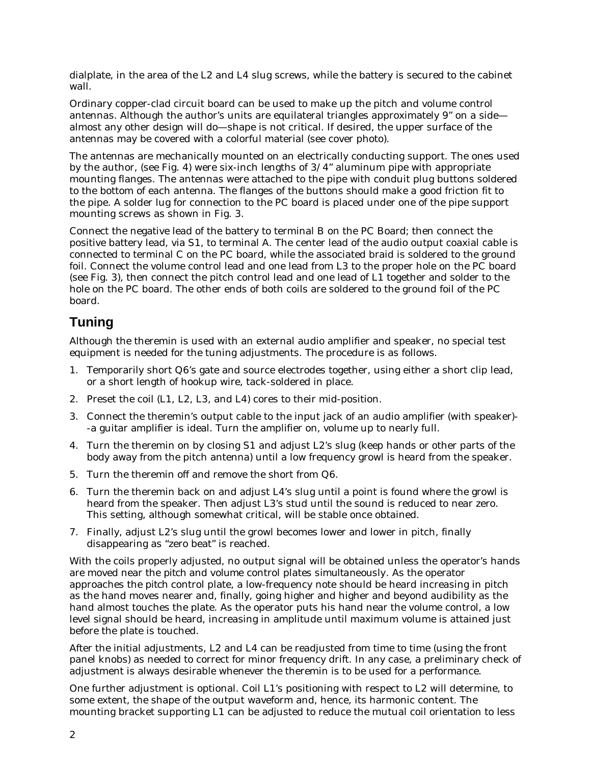dialplate, in the area of the L2 and L4 slug screws, while the battery is secured to the cabinet wall.

Ordinary copper-clad circuit board can be used to make up the pitch and volume control antennas. Although the author's units are equilateral triangles approximately 9" on a side—almost any other design will do—shape is not critical. If desired, the upper surface of the antennas may be covered with a colorful material (see cover photo).

The antennas are mechanically mounted on an electrically conducting support. The ones used by the author, (see Fig. 4) were six-inch lengths of 3/4" aluminum pipe with appropriate mounting flanges. The antennas were attached to the pipe with conduit plug buttons soldered to the bottom of each antenna. The flanges of the buttons should make a good friction fit to the pipe. A solder lug for connection to the PC board is placed under one of the pipe support mounting screws as shown in Fig. 3.

Connect the negative lead of the battery to terminal B on the PC Board; then connect the positive battery lead, via S1, to terminal A. The center lead of the audio output coaxial cable is connected to terminal C on the PC board, while the associated braid is soldered to the ground foil. Connect the volume control lead and one lead from L3 to the proper hole on the PC board (see Fig. 3), then connect the pitch control lead and one lead of L1 together and solder to the hole on the PC board. The other ends of both coils are soldered to the ground foil of the PC board.

## Tuning

Although the theremin is used with an external audio amplifier and speaker, no special test equipment is needed for the tuning adjustments. The procedure is as follows.

1. Temporarily short Q6's gate and source electrodes together, using either a short clip lead, or a short length of hookup wire, tack-soldered in place.
2. Preset the coil (L1, L2, L3, and L4) cores to their mid-position.
3. Connect the theremin's output cable to the input jack of an audio amplifier (with speaker)--a guitar amplifier is ideal. Turn the amplifier on, volume up to nearly full.
4. Turn the theremin on by closing S1 and adjust L2's slug (keep hands or other parts of the body away from the pitch antenna) until a low frequency growl is heard from the speaker.
5. Turn the theremin off and remove the short from Q6.
6. Turn the theremin back on and adjust L4's slug until a point is found where the growl is heard from the speaker. Then adjust L3's stud until the sound is reduced to near zero. This setting, although somewhat critical, will be stable once obtained.
7. Finally, adjust L2's slug until the growl becomes lower and lower in pitch, finally disappearing as "zero beat" is reached.

With the coils properly adjusted, no output signal will be obtained unless the operator's hands are moved near the pitch and volume control plates simultaneously. As the operator approaches the pitch control plate, a low-frequency note should be heard increasing in pitch as the hand moves nearer and, finally, going higher and higher and beyond audibility as the hand almost touches the plate. As the operator puts his hand near the volume control, a low level signal should be heard, increasing in amplitude until maximum volume is attained just before the plate is touched.

After the initial adjustments, L2 and L4 can be readjusted from time to time (using the front panel knobs) as needed to correct for minor frequency drift. In any case, a preliminary check of adjustment is always desirable whenever the theremin is to be used for a performance.

One further adjustment is optional. Coil L1's positioning with respect to L2 will determine, to some extent, the shape of the output waveform and, hence, its harmonic content. The mounting bracket supporting L1 can be adjusted to reduce the mutual coil orientation to less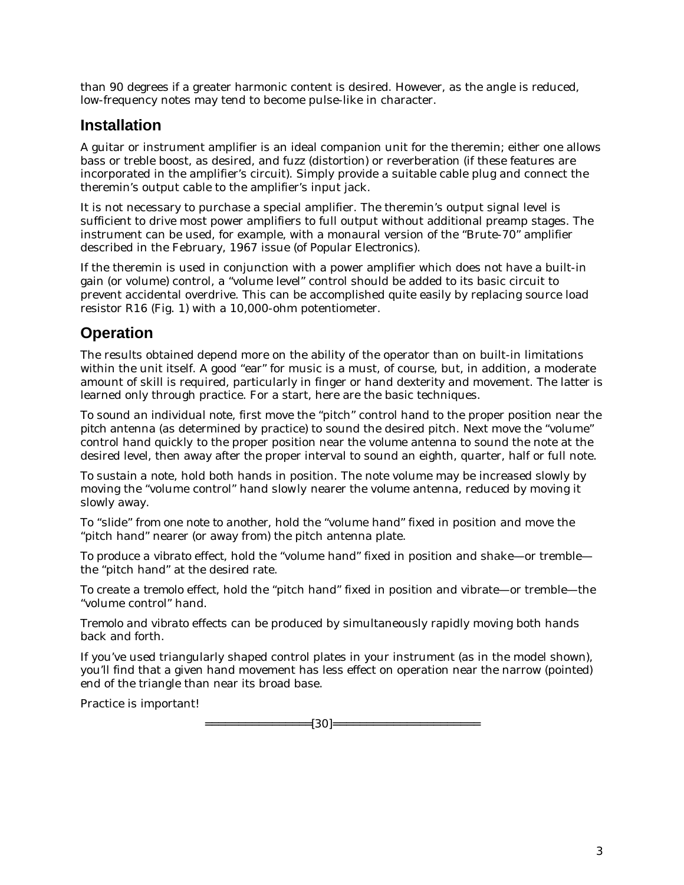than 90 degrees if a greater harmonic content is desired. However, as the angle is reduced, low-frequency notes may tend to become pulse-like in character.

## Installation

A guitar or instrument amplifier is an ideal companion unit for the theremin; either one allows bass or treble boost, as desired, and fuzz (distortion) or reverberation (if these features are incorporated in the amplifier's circuit). Simply provide a suitable cable plug and connect the theremin's output cable to the amplifier's input jack.

It is not necessary to purchase a special amplifier. The theremin's output signal level is sufficient to drive most power amplifiers to full output without additional preamp stages. The instrument can be used, for example, with a monaural version of the "Brute-70" amplifier described in the February, 1967 issue (of Popular Electronics).

If the theremin is used in conjunction with a power amplifier which does not have a built-in gain (or volume) control, a "volume level" control should be added to its basic circuit to prevent accidental overdrive. This can be accomplished quite easily by replacing source load resistor R16 (Fig. 1) with a 10,000-ohm potentiometer.

## Operation

The results obtained depend more on the ability of the operator than on built-in limitations within the unit itself. A good "ear" for music is a must, of course, but, in addition, a moderate amount of skill is required, particularly in finger or hand dexterity and movement. The latter is learned only through practice. For a start, here are the basic techniques.

To sound an individual note, first move the "pitch" control hand to the proper position near the pitch antenna (as determined by practice) to sound the desired pitch. Next move the "volume" control hand quickly to the proper position near the volume antenna to sound the note at the desired level, then away after the proper interval to sound an eighth, quarter, half or full note.

To sustain a note, hold both hands in position. The note volume may be increased slowly by moving the "volume control" hand slowly nearer the volume antenna, reduced by moving it slowly away.

To "slide" from one note to another, hold the "volume hand" fixed in position and move the "pitch hand" nearer (or away from) the pitch antenna plate.

To produce a vibrato effect, hold the "volume hand" fixed in position and shake—or tremble—the "pitch hand" at the desired rate.

To create a tremolo effect, hold the "pitch hand" fixed in position and vibrate—or tremble—the "volume control" hand.

Tremolo and vibrato effects can be produced by simultaneously rapidly moving both hands back and forth.

If you've used triangularly shaped control plates in your instrument (as in the model shown), you'll find that a given hand movement has less effect on operation near the narrow (pointed) end of the triangle than near its broad base.

Practice is important!

═══════════[30]═══════════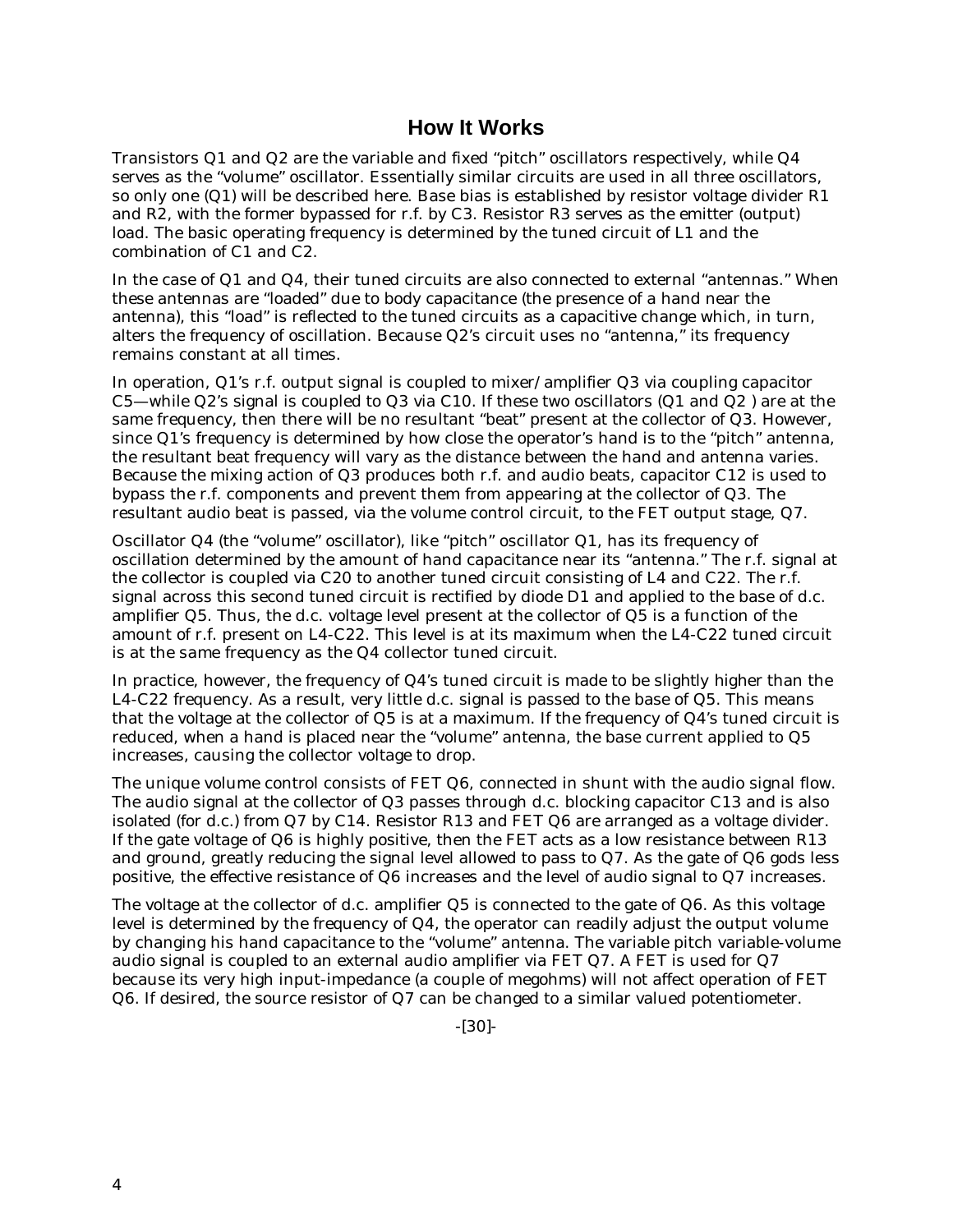## How It Works

Transistors Q1 and Q2 are the variable and fixed "pitch" oscillators respectively, while Q4 serves as the "volume" oscillator. Essentially similar circuits are used in all three oscillators, so only one (Q1) will be described here. Base bias is established by resistor voltage divider R1 and R2, with the former bypassed for r.f. by C3. Resistor R3 serves as the emitter (output) load. The basic operating frequency is determined by the tuned circuit of L1 and the combination of C1 and C2.

In the case of Q1 and Q4, their tuned circuits are also connected to external "antennas." When these antennas are "loaded" due to body capacitance (the presence of a hand near the antenna), this "load" is reflected to the tuned circuits as a capacitive change which, in turn, alters the frequency of oscillation. Because Q2's circuit uses no "antenna," its frequency remains constant at all times.

In operation, Q1's r.f. output signal is coupled to mixer/amplifier Q3 via coupling capacitor C5—while Q2's signal is coupled to Q3 via C10. If these two oscillators (Q1 and Q2 ) are at the same frequency, then there will be no resultant "beat" present at the collector of Q3. However, since Q1's frequency is determined by how close the operator's hand is to the "pitch" antenna, the resultant beat frequency will vary as the distance between the hand and antenna varies. Because the mixing action of Q3 produces both r.f. and audio beats, capacitor C12 is used to bypass the r.f. components and prevent them from appearing at the collector of Q3. The resultant audio beat is passed, via the volume control circuit, to the FET output stage, Q7.

Oscillator Q4 (the "volume" oscillator), like "pitch" oscillator Q1, has its frequency of oscillation determined by the amount of hand capacitance near its "antenna." The r.f. signal at the collector is coupled via C20 to another tuned circuit consisting of L4 and C22. The r.f. signal across this second tuned circuit is rectified by diode D1 and applied to the base of d.c. amplifier Q5. Thus, the d.c. voltage level present at the collector of Q5 is a function of the amount of r.f. present on L4-C22. This level is at its maximum when the L4-C22 tuned circuit is at the same frequency as the Q4 collector tuned circuit.

In practice, however, the frequency of Q4's tuned circuit is made to be slightly higher than the L4-C22 frequency. As a result, very little d.c. signal is passed to the base of Q5. This means that the voltage at the collector of Q5 is at a maximum. If the frequency of Q4's tuned circuit is reduced, when a hand is placed near the "volume" antenna, the base current applied to Q5 increases, causing the collector voltage to drop.

The unique volume control consists of FET Q6, connected in shunt with the audio signal flow. The audio signal at the collector of Q3 passes through d.c. blocking capacitor C13 and is also isolated (for d.c.) from Q7 by C14. Resistor R13 and FET Q6 are arranged as a voltage divider. If the gate voltage of Q6 is highly positive, then the FET acts as a low resistance between R13 and ground, greatly reducing the signal level allowed to pass to Q7. As the gate of Q6 gods less positive, the effective resistance of Q6 increases and the level of audio signal to Q7 increases.

The voltage at the collector of d.c. amplifier Q5 is connected to the gate of Q6. As this voltage level is determined by the frequency of Q4, the operator can readily adjust the output volume by changing his hand capacitance to the "volume" antenna. The variable pitch variable-volume audio signal is coupled to an external audio amplifier via FET Q7. A FET is used for Q7 because its very high input-impedance (a couple of megohms) will not affect operation of FET Q6. If desired, the source resistor of Q7 can be changed to a similar valued potentiometer.

-[30]-